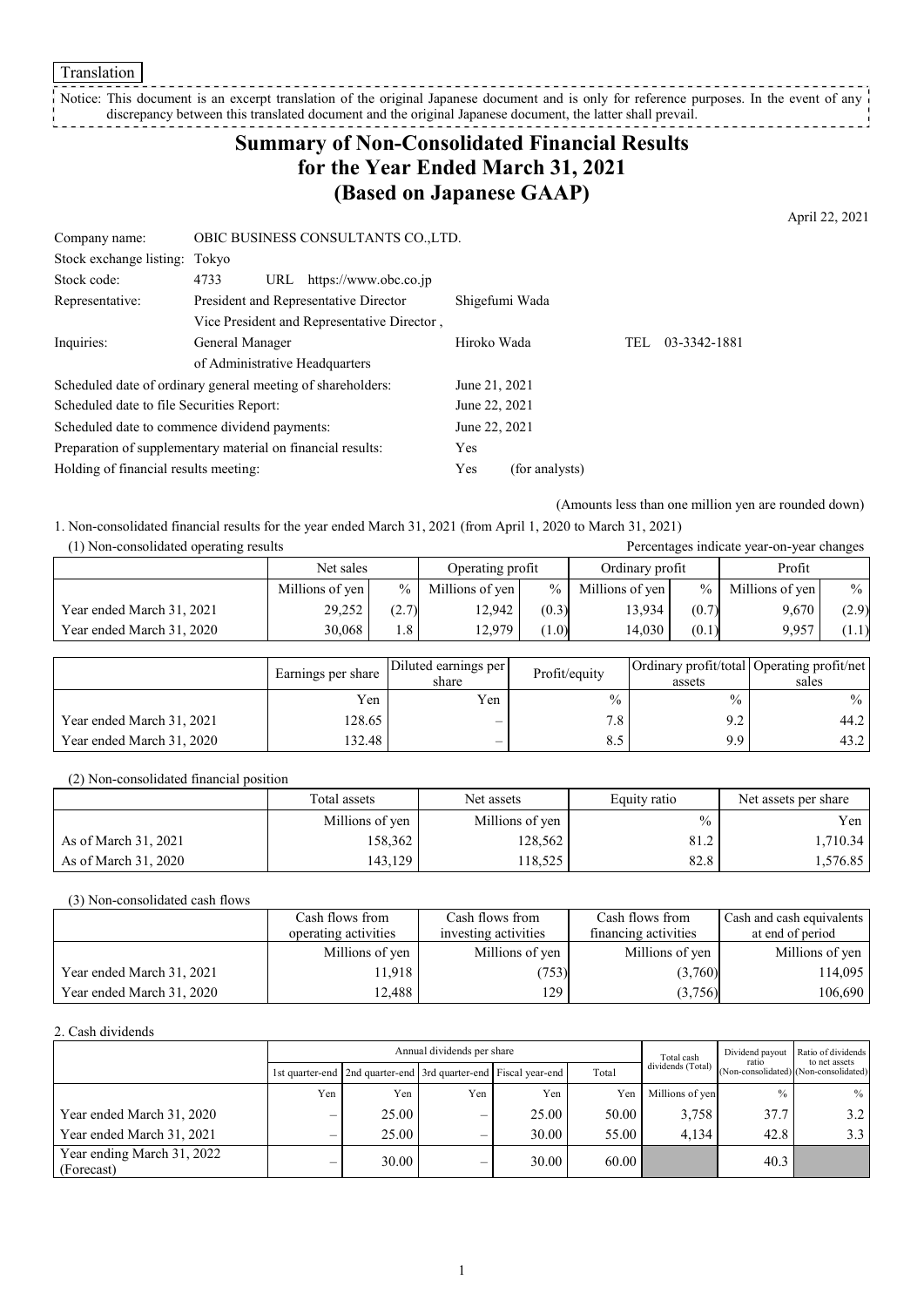Translation

Notice: This document is an excerpt translation of the original Japanese document and is only for reference purposes. In the event of any discrepancy between this translated document and the original Japanese document, the latter shall prevail.

# Summary of Non-Consolidated Financial Results for the Year Ended March 31, 2021 (Based on Japanese GAAP)

April 22, 2021

| | | | |
|---|---|---|---|
| Company name: | OBIC BUSINESS CONSULTANTS CO.,LTD. | | |
| Stock exchange listing: | Tokyo | | |
| Stock code: | 4733 URL https://www.obc.co.jp | | |
| Representative: | President and Representative Director | Shigefumi Wada | |
| Inquiries: | Vice President and Representative Director, General Manager of Administrative Headquarters | Hiroko Wada | TEL 03-3342-1881 |

| | |
|---|---|
| Scheduled date of ordinary general meeting of shareholders: | June 21, 2021 |
| Scheduled date to file Securities Report: | June 22, 2021 |
| Scheduled date to commence dividend payments: | June 22, 2021 |
| Preparation of supplementary material on financial results: | Yes |
| Holding of financial results meeting: | Yes (for analysts) |

(Amounts less than one million yen are rounded down)

1. Non-consolidated financial results for the year ended March 31, 2021 (from April 1, 2020 to March 31, 2021)

(1) Non-consolidated operating results

Percentages indicate year-on-year changes

| | Net sales | | Operating profit | | Ordinary profit | | Profit | |
|---|---|---|---|---|---|---|---|---|
| | Millions of yen | % | Millions of yen | % | Millions of yen | % | Millions of yen | % |
| Year ended March 31, 2021 | 29,252 | (2.7) | 12,942 | (0.3) | 13,934 | (0.7) | 9,670 | (2.9) |
| Year ended March 31, 2020 | 30,068 | 1.8 | 12,979 | (1.0) | 14,030 | (0.1) | 9,957 | (1.1) |

| | Earnings per share | Diluted earnings per share | Profit/equity | Ordinary profit/total assets | Operating profit/net sales |
|---|---|---|---|---|---|
| | Yen | Yen | % | % | % |
| Year ended March 31, 2021 | 128.65 | – | 7.8 | 9.2 | 44.2 |
| Year ended March 31, 2020 | 132.48 | – | 8.5 | 9.9 | 43.2 |

(2) Non-consolidated financial position

| | Total assets | Net assets | Equity ratio | Net assets per share |
|---|---|---|---|---|
| | Millions of yen | Millions of yen | % | Yen |
| As of March 31, 2021 | 158,362 | 128,562 | 81.2 | 1,710.34 |
| As of March 31, 2020 | 143,129 | 118,525 | 82.8 | 1,576.85 |

(3) Non-consolidated cash flows

| | Cash flows from operating activities | Cash flows from investing activities | Cash flows from financing activities | Cash and cash equivalents at end of period |
|---|---|---|---|---|
| | Millions of yen | Millions of yen | Millions of yen | Millions of yen |
| Year ended March 31, 2021 | 11,918 | (753) | (3,760) | 114,095 |
| Year ended March 31, 2020 | 12,488 | 129 | (3,756) | 106,690 |

2. Cash dividends

| | Annual dividends per share | | | | | Total cash dividends (Total) | Dividend payout ratio (Non-consolidated) | Ratio of dividends to net assets (Non-consolidated) |
|---|---|---|---|---|---|---|---|---|
| | 1st quarter-end | 2nd quarter-end | 3rd quarter-end | Fiscal year-end | Total | | | |
| | Yen | Yen | Yen | Yen | Yen | Millions of yen | % | % |
| Year ended March 31, 2020 | – | 25.00 | – | 25.00 | 50.00 | 3,758 | 37.7 | 3.2 |
| Year ended March 31, 2021 | – | 25.00 | – | 30.00 | 55.00 | 4,134 | 42.8 | 3.3 |
| Year ending March 31, 2022 (Forecast) | – | 30.00 | – | 30.00 | 60.00 | | 40.3 | |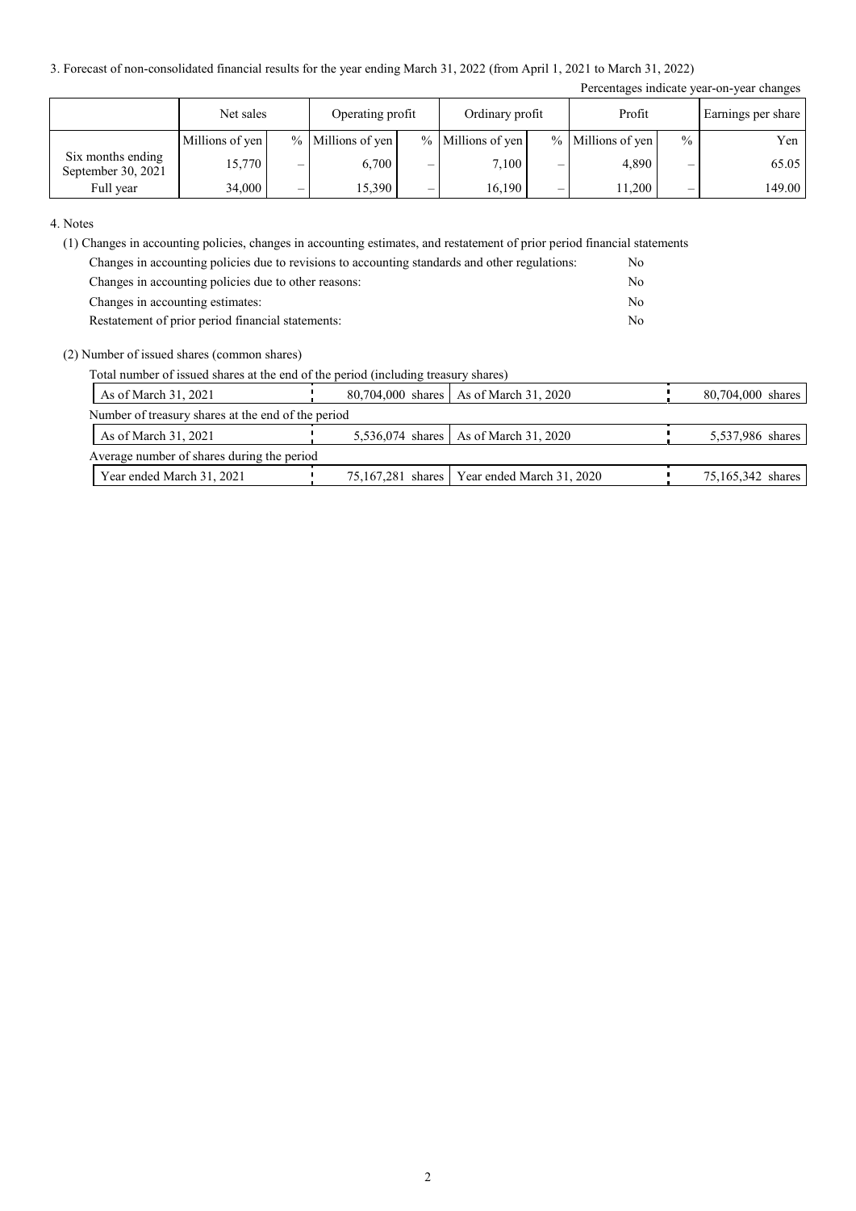3. Forecast of non-consolidated financial results for the year ending March 31, 2022 (from April 1, 2021 to March 31, 2022)

Percentages indicate year-on-year changes

| | Net sales | | Operating profit | | Ordinary profit | | Profit | | Earnings per share |
|---|---|---|---|---|---|---|---|---|---|
| | Millions of yen | % | Millions of yen | % | Millions of yen | % | Millions of yen | % | Yen |
| Six months ending September 30, 2021 | 15,770 | – | 6,700 | – | 7,100 | – | 4,890 | – | 65.05 |
| Full year | 34,000 | – | 15,390 | – | 16,190 | – | 11,200 | – | 149.00 |

4. Notes

(1) Changes in accounting policies, changes in accounting estimates, and restatement of prior period financial statements

| | |
|---|---|
| Changes in accounting policies due to revisions to accounting standards and other regulations: | No |
| Changes in accounting policies due to other reasons: | No |
| Changes in accounting estimates: | No |
| Restatement of prior period financial statements: | No |

(2) Number of issued shares (common shares)

Total number of issued shares at the end of the period (including treasury shares)

| | | | |
|---|---|---|---|
| As of March 31, 2021 | 80,704,000 shares | As of March 31, 2020 | 80,704,000 shares |

Number of treasury shares at the end of the period

| | | | |
|---|---|---|---|
| As of March 31, 2021 | 5,536,074 shares | As of March 31, 2020 | 5,537,986 shares |

Average number of shares during the period

| | | | |
|---|---|---|---|
| Year ended March 31, 2021 | 75,167,281 shares | Year ended March 31, 2020 | 75,165,342 shares |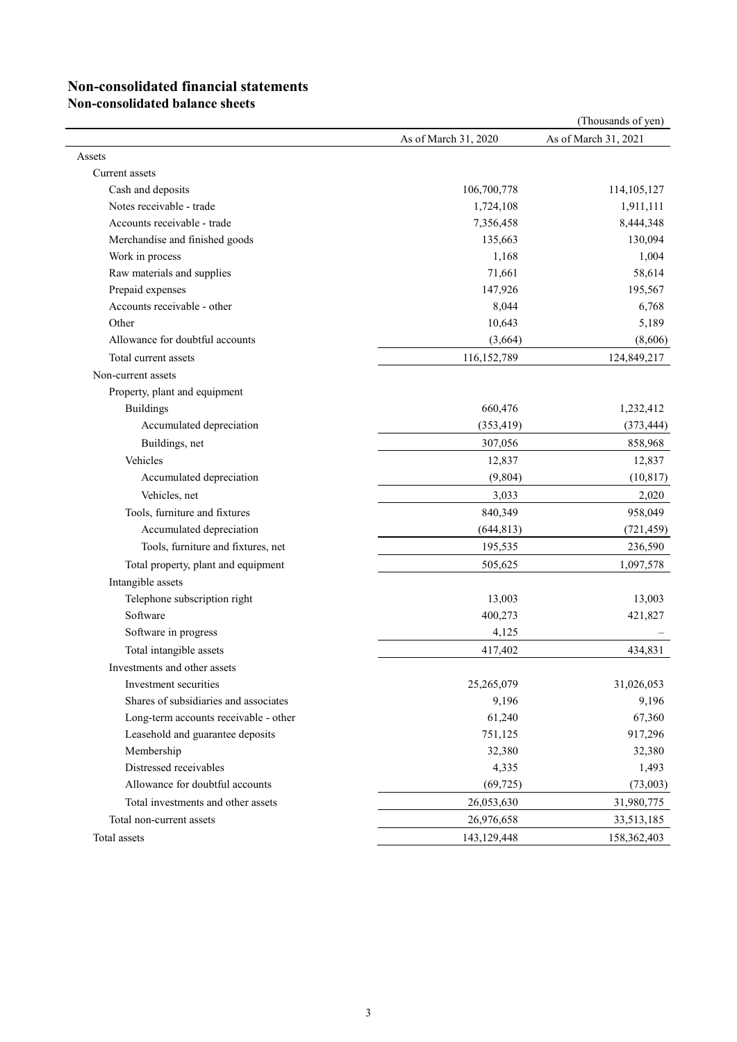## Non-consolidated financial statements

### Non-consolidated balance sheets

(Thousands of yen)

| | As of March 31, 2020 | As of March 31, 2021 |
|---|---|---|
| Assets | | |
| Current assets | | |
| Cash and deposits | 106,700,778 | 114,105,127 |
| Notes receivable - trade | 1,724,108 | 1,911,111 |
| Accounts receivable - trade | 7,356,458 | 8,444,348 |
| Merchandise and finished goods | 135,663 | 130,094 |
| Work in process | 1,168 | 1,004 |
| Raw materials and supplies | 71,661 | 58,614 |
| Prepaid expenses | 147,926 | 195,567 |
| Accounts receivable - other | 8,044 | 6,768 |
| Other | 10,643 | 5,189 |
| Allowance for doubtful accounts | (3,664) | (8,606) |
| Total current assets | 116,152,789 | 124,849,217 |
| Non-current assets | | |
| Property, plant and equipment | | |
| Buildings | 660,476 | 1,232,412 |
| Accumulated depreciation | (353,419) | (373,444) |
| Buildings, net | 307,056 | 858,968 |
| Vehicles | 12,837 | 12,837 |
| Accumulated depreciation | (9,804) | (10,817) |
| Vehicles, net | 3,033 | 2,020 |
| Tools, furniture and fixtures | 840,349 | 958,049 |
| Accumulated depreciation | (644,813) | (721,459) |
| Tools, furniture and fixtures, net | 195,535 | 236,590 |
| Total property, plant and equipment | 505,625 | 1,097,578 |
| Intangible assets | | |
| Telephone subscription right | 13,003 | 13,003 |
| Software | 400,273 | 421,827 |
| Software in progress | 4,125 | – |
| Total intangible assets | 417,402 | 434,831 |
| Investments and other assets | | |
| Investment securities | 25,265,079 | 31,026,053 |
| Shares of subsidiaries and associates | 9,196 | 9,196 |
| Long-term accounts receivable - other | 61,240 | 67,360 |
| Leasehold and guarantee deposits | 751,125 | 917,296 |
| Membership | 32,380 | 32,380 |
| Distressed receivables | 4,335 | 1,493 |
| Allowance for doubtful accounts | (69,725) | (73,003) |
| Total investments and other assets | 26,053,630 | 31,980,775 |
| Total non-current assets | 26,976,658 | 33,513,185 |
| Total assets | 143,129,448 | 158,362,403 |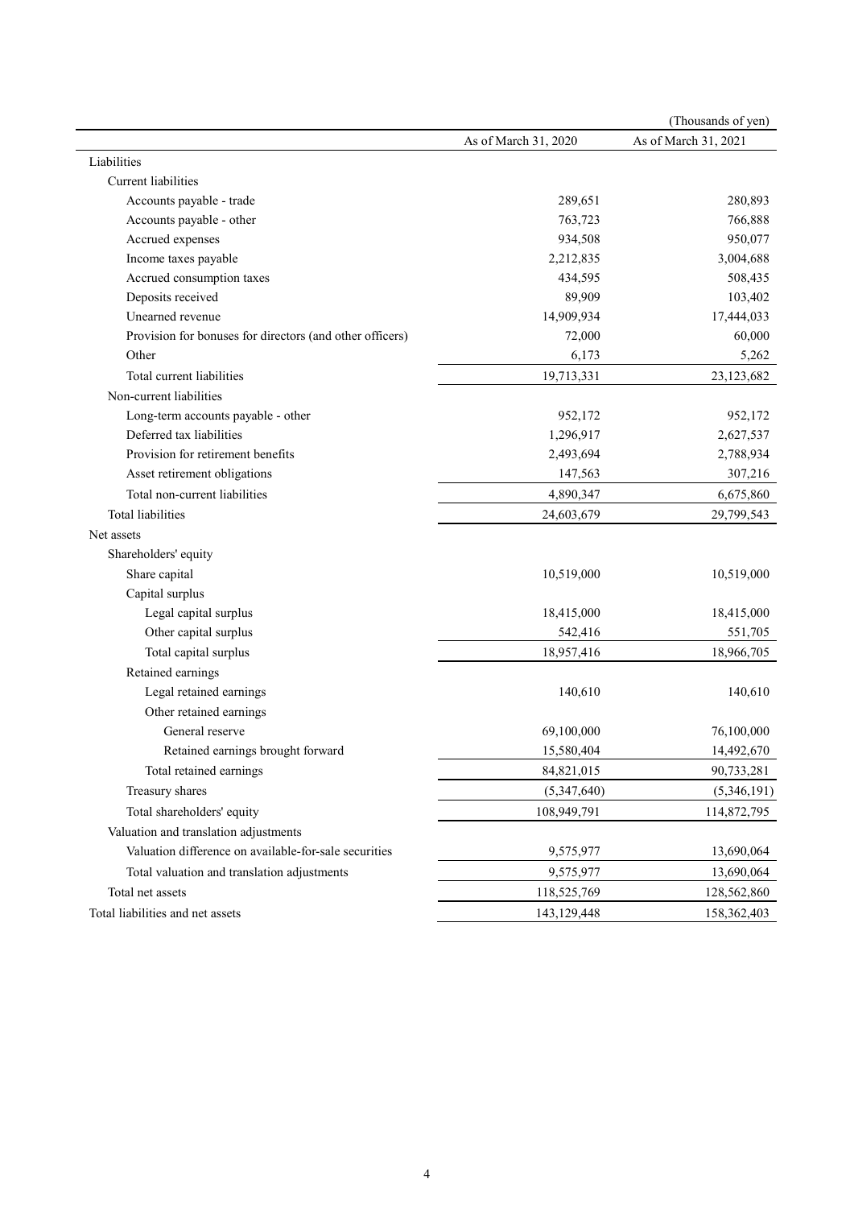(Thousands of yen)

| | As of March 31, 2020 | As of March 31, 2021 |
|---|---|---|
| Liabilities | | |
| Current liabilities | | |
| Accounts payable - trade | 289,651 | 280,893 |
| Accounts payable - other | 763,723 | 766,888 |
| Accrued expenses | 934,508 | 950,077 |
| Income taxes payable | 2,212,835 | 3,004,688 |
| Accrued consumption taxes | 434,595 | 508,435 |
| Deposits received | 89,909 | 103,402 |
| Unearned revenue | 14,909,934 | 17,444,033 |
| Provision for bonuses for directors (and other officers) | 72,000 | 60,000 |
| Other | 6,173 | 5,262 |
| Total current liabilities | 19,713,331 | 23,123,682 |
| Non-current liabilities | | |
| Long-term accounts payable - other | 952,172 | 952,172 |
| Deferred tax liabilities | 1,296,917 | 2,627,537 |
| Provision for retirement benefits | 2,493,694 | 2,788,934 |
| Asset retirement obligations | 147,563 | 307,216 |
| Total non-current liabilities | 4,890,347 | 6,675,860 |
| Total liabilities | 24,603,679 | 29,799,543 |
| Net assets | | |
| Shareholders' equity | | |
| Share capital | 10,519,000 | 10,519,000 |
| Capital surplus | | |
| Legal capital surplus | 18,415,000 | 18,415,000 |
| Other capital surplus | 542,416 | 551,705 |
| Total capital surplus | 18,957,416 | 18,966,705 |
| Retained earnings | | |
| Legal retained earnings | 140,610 | 140,610 |
| Other retained earnings | | |
| General reserve | 69,100,000 | 76,100,000 |
| Retained earnings brought forward | 15,580,404 | 14,492,670 |
| Total retained earnings | 84,821,015 | 90,733,281 |
| Treasury shares | (5,347,640) | (5,346,191) |
| Total shareholders' equity | 108,949,791 | 114,872,795 |
| Valuation and translation adjustments | | |
| Valuation difference on available-for-sale securities | 9,575,977 | 13,690,064 |
| Total valuation and translation adjustments | 9,575,977 | 13,690,064 |
| Total net assets | 118,525,769 | 128,562,860 |
| Total liabilities and net assets | 143,129,448 | 158,362,403 |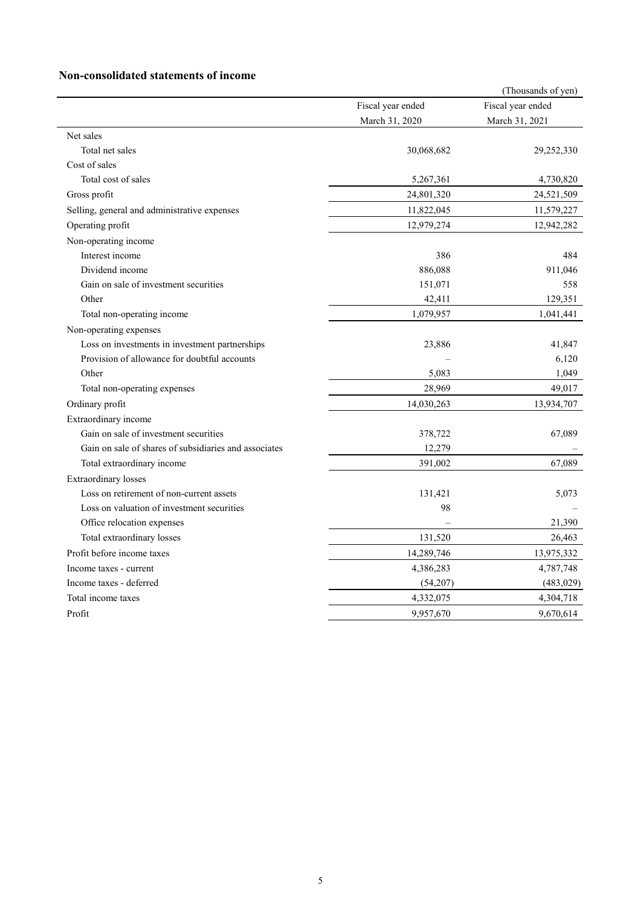## Non-consolidated statements of income

(Thousands of yen)

| | Fiscal year ended March 31, 2020 | Fiscal year ended March 31, 2021 |
|---|---|---|
| Net sales | | |
| Total net sales | 30,068,682 | 29,252,330 |
| Cost of sales | | |
| Total cost of sales | 5,267,361 | 4,730,820 |
| Gross profit | 24,801,320 | 24,521,509 |
| Selling, general and administrative expenses | 11,822,045 | 11,579,227 |
| Operating profit | 12,979,274 | 12,942,282 |
| Non-operating income | | |
| Interest income | 386 | 484 |
| Dividend income | 886,088 | 911,046 |
| Gain on sale of investment securities | 151,071 | 558 |
| Other | 42,411 | 129,351 |
| Total non-operating income | 1,079,957 | 1,041,441 |
| Non-operating expenses | | |
| Loss on investments in investment partnerships | 23,886 | 41,847 |
| Provision of allowance for doubtful accounts | – | 6,120 |
| Other | 5,083 | 1,049 |
| Total non-operating expenses | 28,969 | 49,017 |
| Ordinary profit | 14,030,263 | 13,934,707 |
| Extraordinary income | | |
| Gain on sale of investment securities | 378,722 | 67,089 |
| Gain on sale of shares of subsidiaries and associates | 12,279 | – |
| Total extraordinary income | 391,002 | 67,089 |
| Extraordinary losses | | |
| Loss on retirement of non-current assets | 131,421 | 5,073 |
| Loss on valuation of investment securities | 98 | – |
| Office relocation expenses | – | 21,390 |
| Total extraordinary losses | 131,520 | 26,463 |
| Profit before income taxes | 14,289,746 | 13,975,332 |
| Income taxes - current | 4,386,283 | 4,787,748 |
| Income taxes - deferred | (54,207) | (483,029) |
| Total income taxes | 4,332,075 | 4,304,718 |
| Profit | 9,957,670 | 9,670,614 |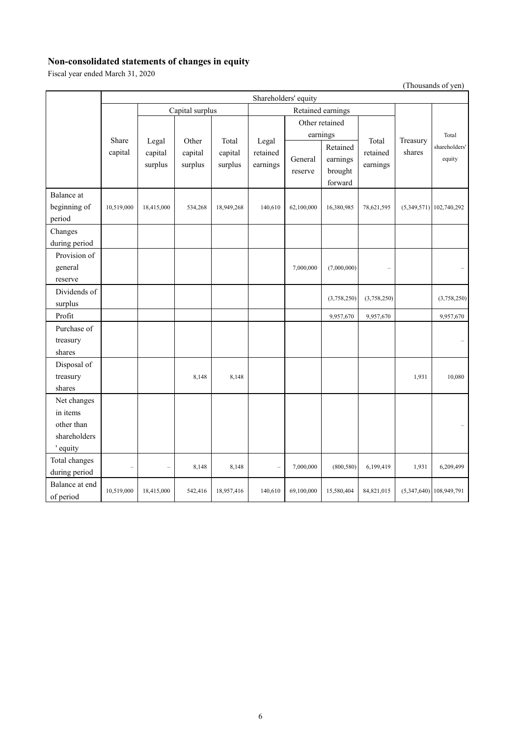## Non-consolidated statements of changes in equity

Fiscal year ended March 31, 2020

(Thousands of yen)

| | Shareholders' equity | | | | | | | | | |
|---|---|---|---|---|---|---|---|---|---|---|
| | Share capital | Capital surplus | | | Retained earnings | | | | Treasury shares | Total shareholders' equity |
| | | Legal capital surplus | Other capital surplus | Total capital surplus | Legal retained earnings | Other retained earnings | | Total retained earnings | | |
| | | | | | | General reserve | Retained earnings brought forward | | | |
| Balance at beginning of period | 10,519,000 | 18,415,000 | 534,268 | 18,949,268 | 140,610 | 62,100,000 | 16,380,985 | 78,621,595 | (5,349,571) | 102,740,292 |
| Changes during period | | | | | | | | | | |
| Provision of general reserve | | | | | | 7,000,000 | (7,000,000) | – | | – |
| Dividends of surplus | | | | | | | (3,758,250) | (3,758,250) | | (3,758,250) |
| Profit | | | | | | | 9,957,670 | 9,957,670 | | 9,957,670 |
| Purchase of treasury shares | | | | | | | | | | – |
| Disposal of treasury shares | | | 8,148 | 8,148 | | | | | 1,931 | 10,080 |
| Net changes in items other than shareholders' equity | | | | | | | | | | – |
| Total changes during period | – | – | 8,148 | 8,148 | – | 7,000,000 | (800,580) | 6,199,419 | 1,931 | 6,209,499 |
| Balance at end of period | 10,519,000 | 18,415,000 | 542,416 | 18,957,416 | 140,610 | 69,100,000 | 15,580,404 | 84,821,015 | (5,347,640) | 108,949,791 |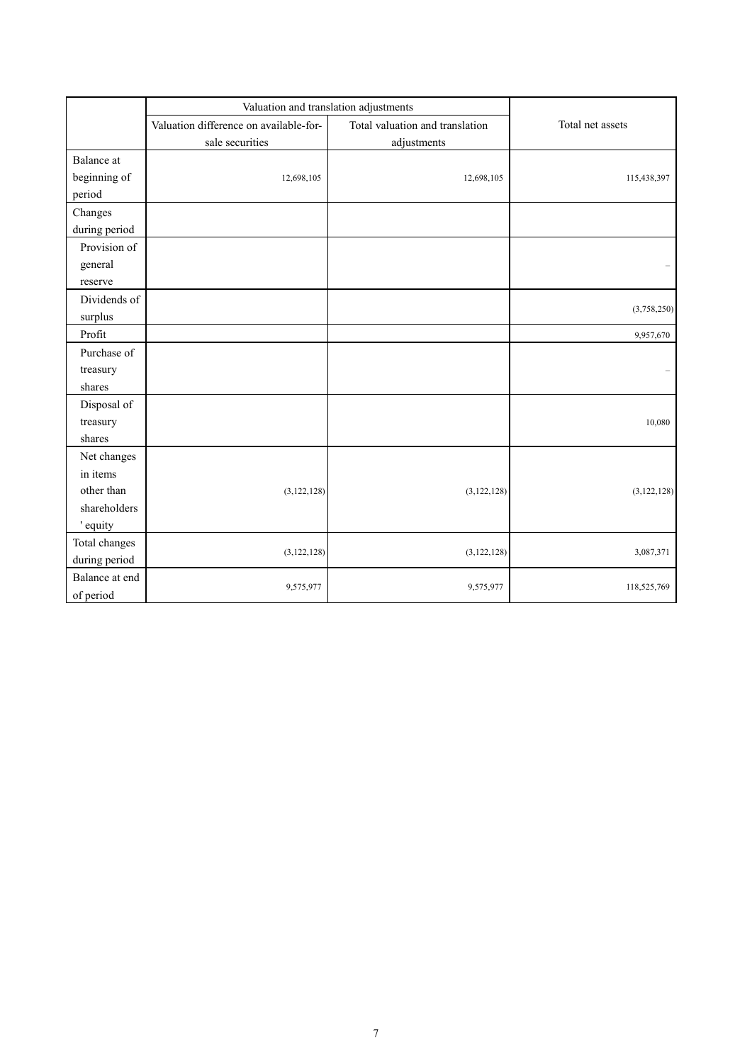| | Valuation and translation adjustments | | Total net assets |
|---|---|---|---|
| | Valuation difference on available-for-sale securities | Total valuation and translation adjustments | |
| Balance at beginning of period | 12,698,105 | 12,698,105 | 115,438,397 |
| Changes during period | | | |
| Provision of general reserve | | | – |
| Dividends of surplus | | | (3,758,250) |
| Profit | | | 9,957,670 |
| Purchase of treasury shares | | | – |
| Disposal of treasury shares | | | 10,080 |
| Net changes in items other than shareholders' equity | (3,122,128) | (3,122,128) | (3,122,128) |
| Total changes during period | (3,122,128) | (3,122,128) | 3,087,371 |
| Balance at end of period | 9,575,977 | 9,575,977 | 118,525,769 |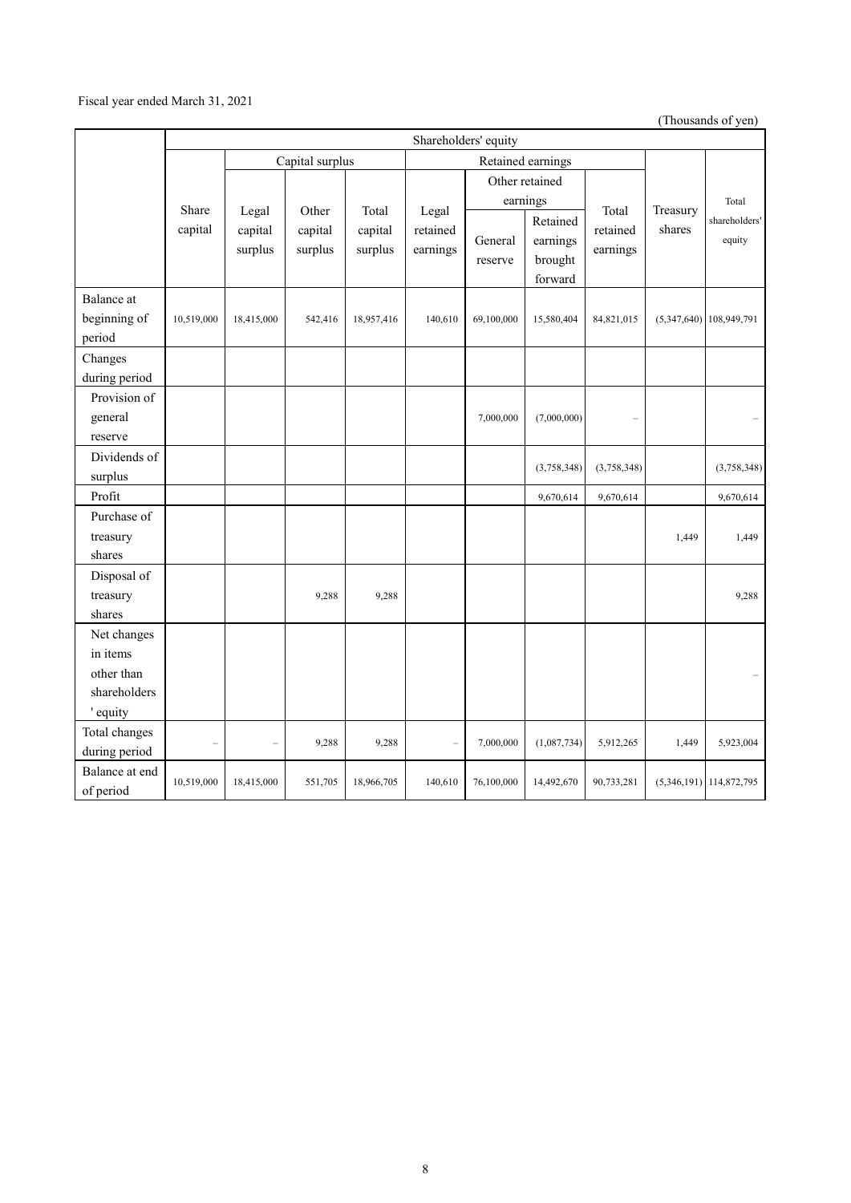Fiscal year ended March 31, 2021

(Thousands of yen)

| | Shareholders' equity | | | | | | | | | |
|---|---|---|---|---|---|---|---|---|---|---|
| | | Capital surplus | | | Retained earnings | | | | | |
| | | | | | | Other retained earnings | | | | |
| | Share capital | Legal capital surplus | Other capital surplus | Total capital surplus | Legal retained earnings | General reserve | Retained earnings brought forward | Total retained earnings | Treasury shares | Total shareholders' equity |
| Balance at beginning of period | 10,519,000 | 18,415,000 | 542,416 | 18,957,416 | 140,610 | 69,100,000 | 15,580,404 | 84,821,015 | (5,347,640) | 108,949,791 |
| Changes during period | | | | | | | | | | |
| Provision of general reserve | | | | | | 7,000,000 | (7,000,000) | – | | – |
| Dividends of surplus | | | | | | | (3,758,348) | (3,758,348) | | (3,758,348) |
| Profit | | | | | | | 9,670,614 | 9,670,614 | | 9,670,614 |
| Purchase of treasury shares | | | | | | | | | 1,449 | 1,449 |
| Disposal of treasury shares | | | 9,288 | 9,288 | | | | | | 9,288 |
| Net changes in items other than shareholders' equity | | | | | | | | | | – |
| Total changes during period | – | – | 9,288 | 9,288 | – | 7,000,000 | (1,087,734) | 5,912,265 | 1,449 | 5,923,004 |
| Balance at end of period | 10,519,000 | 18,415,000 | 551,705 | 18,966,705 | 140,610 | 76,100,000 | 14,492,670 | 90,733,281 | (5,346,191) | 114,872,795 |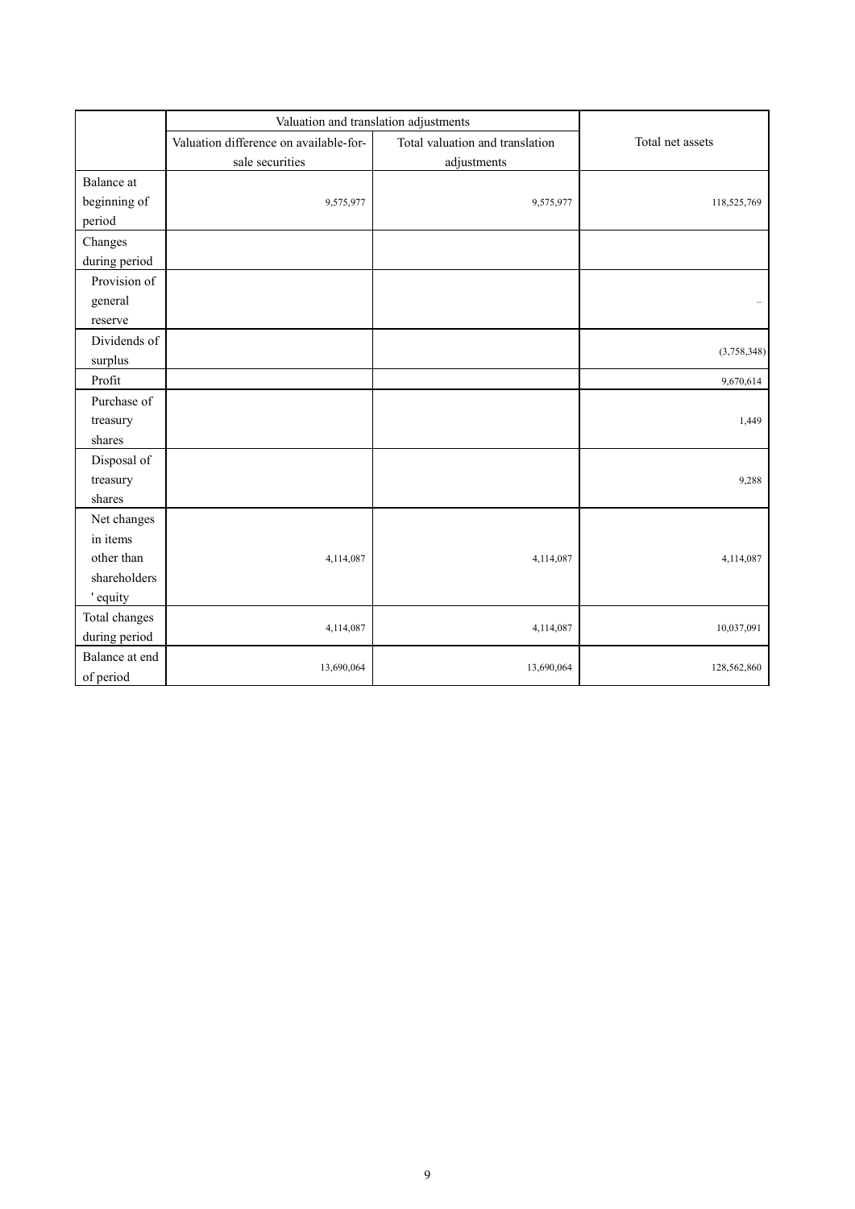| | Valuation and translation adjustments | | Total net assets |
|---|---|---|---|
| | Valuation difference on available-for-sale securities | Total valuation and translation adjustments | |
| Balance at beginning of period | 9,575,977 | 9,575,977 | 118,525,769 |
| Changes during period | | | |
| Provision of general reserve | | | – |
| Dividends of surplus | | | (3,758,348) |
| Profit | | | 9,670,614 |
| Purchase of treasury shares | | | 1,449 |
| Disposal of treasury shares | | | 9,288 |
| Net changes in items other than shareholders' equity | 4,114,087 | 4,114,087 | 4,114,087 |
| Total changes during period | 4,114,087 | 4,114,087 | 10,037,091 |
| Balance at end of period | 13,690,064 | 13,690,064 | 128,562,860 |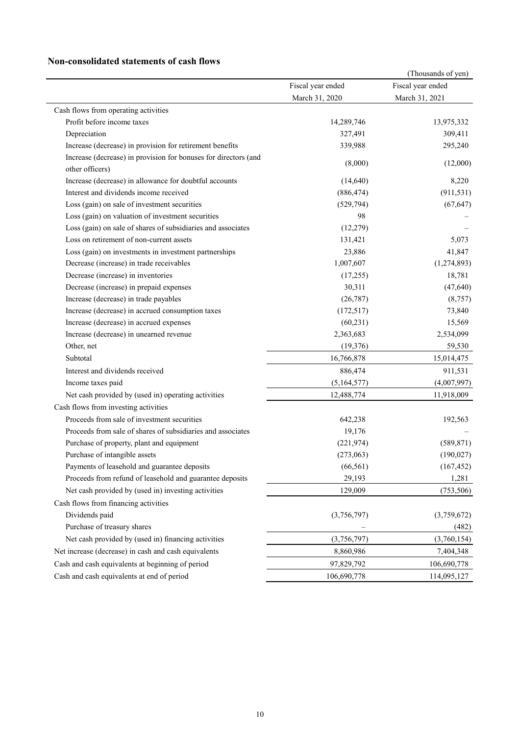## Non-consolidated statements of cash flows

| | Fiscal year ended March 31, 2020 | Fiscal year ended March 31, 2021 |
|---|---|---|
| | (Thousands of yen) | |
| Cash flows from operating activities | | |
| Profit before income taxes | 14,289,746 | 13,975,332 |
| Depreciation | 327,491 | 309,411 |
| Increase (decrease) in provision for retirement benefits | 339,988 | 295,240 |
| Increase (decrease) in provision for bonuses for directors (and other officers) | (8,000) | (12,000) |
| Increase (decrease) in allowance for doubtful accounts | (14,640) | 8,220 |
| Interest and dividends income received | (886,474) | (911,531) |
| Loss (gain) on sale of investment securities | (529,794) | (67,647) |
| Loss (gain) on valuation of investment securities | 98 | – |
| Loss (gain) on sale of shares of subsidiaries and associates | (12,279) | – |
| Loss on retirement of non-current assets | 131,421 | 5,073 |
| Loss (gain) on investments in investment partnerships | 23,886 | 41,847 |
| Decrease (increase) in trade receivables | 1,007,607 | (1,274,893) |
| Decrease (increase) in inventories | (17,255) | 18,781 |
| Decrease (increase) in prepaid expenses | 30,311 | (47,640) |
| Increase (decrease) in trade payables | (26,787) | (8,757) |
| Increase (decrease) in accrued consumption taxes | (172,517) | 73,840 |
| Increase (decrease) in accrued expenses | (60,231) | 15,569 |
| Increase (decrease) in unearned revenue | 2,363,683 | 2,534,099 |
| Other, net | (19,376) | 59,530 |
| Subtotal | 16,766,878 | 15,014,475 |
| Interest and dividends received | 886,474 | 911,531 |
| Income taxes paid | (5,164,577) | (4,007,997) |
| Net cash provided by (used in) operating activities | 12,488,774 | 11,918,009 |
| Cash flows from investing activities | | |
| Proceeds from sale of investment securities | 642,238 | 192,563 |
| Proceeds from sale of shares of subsidiaries and associates | 19,176 | – |
| Purchase of property, plant and equipment | (221,974) | (589,871) |
| Purchase of intangible assets | (273,063) | (190,027) |
| Payments of leasehold and guarantee deposits | (66,561) | (167,452) |
| Proceeds from refund of leasehold and guarantee deposits | 29,193 | 1,281 |
| Net cash provided by (used in) investing activities | 129,009 | (753,506) |
| Cash flows from financing activities | | |
| Dividends paid | (3,756,797) | (3,759,672) |
| Purchase of treasury shares | – | (482) |
| Net cash provided by (used in) financing activities | (3,756,797) | (3,760,154) |
| Net increase (decrease) in cash and cash equivalents | 8,860,986 | 7,404,348 |
| Cash and cash equivalents at beginning of period | 97,829,792 | 106,690,778 |
| Cash and cash equivalents at end of period | 106,690,778 | 114,095,127 |